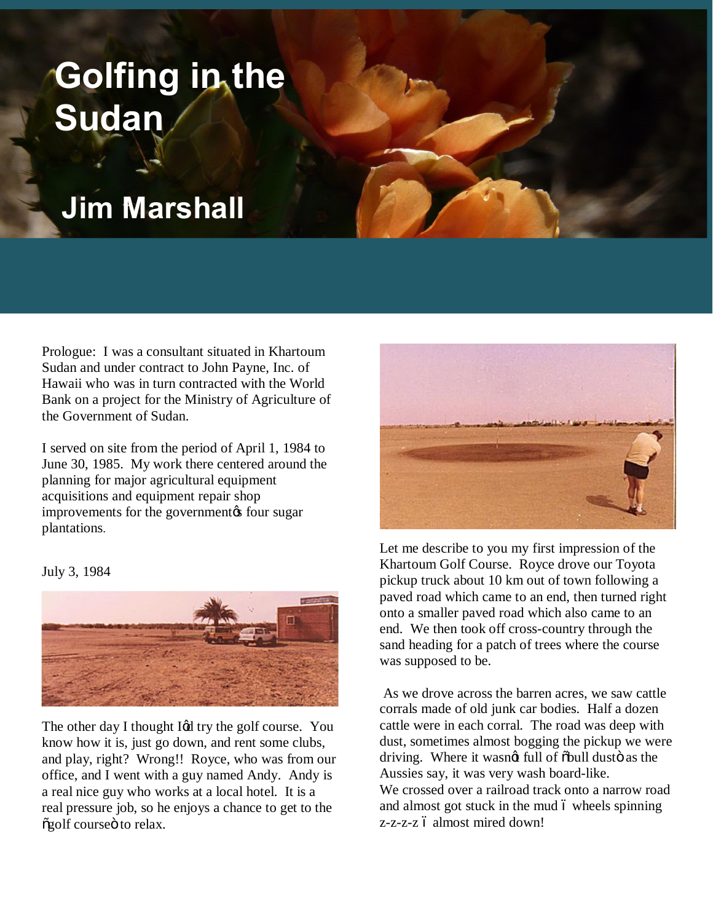# Golfing in the Sudan

## Jim Marshall

Prologue: I was a consultant situated in Khartoum Sudan and under contract to John Payne, Inc. of Hawaii who was in turn contracted with the World Bank on a project for the Ministry of Agriculture of the Government of Sudan.

I served on site from the period of April 1, 1984 to June 30, 1985. My work there centered around the planning for major agricultural equipment acquisitions and equipment repair shop improvements for the government's four sugar plantations.

July 3, 1984

The other day I thought I'd try the golf course. You know how it is, just go down, and rent some clubs, and play, right? Wrong!! Royce, who was from our office, and I went with a guy named Andy. Andy is a real nice guy who works at a local hotel. It is a real pressure job, so he enjoys a chance to get to the "golf course" to relax.

Let me describe to you my first impression of the Khartoum Golf Course. Royce drove our Toyota pickup truck about 10 km out of town following a paved road which came to an end, then turned right onto a smaller paved road which also came to an end. We then took off cross-country through the sand heading for a patch of trees where the course was supposed to be.

As we drove across the barren acres, we saw cattle corrals made of old junk car bodies. Half a dozen cattle were in each corral. The road was deep with dust, sometimes almost bogging the pickup we were driving. Where it wasn't full of "bull dust" as the Aussies say, it was very wash board-like.
We crossed over a railroad track onto a narrow road and almost got stuck in the mud – wheels spinning z-z-z-z – almost mired down!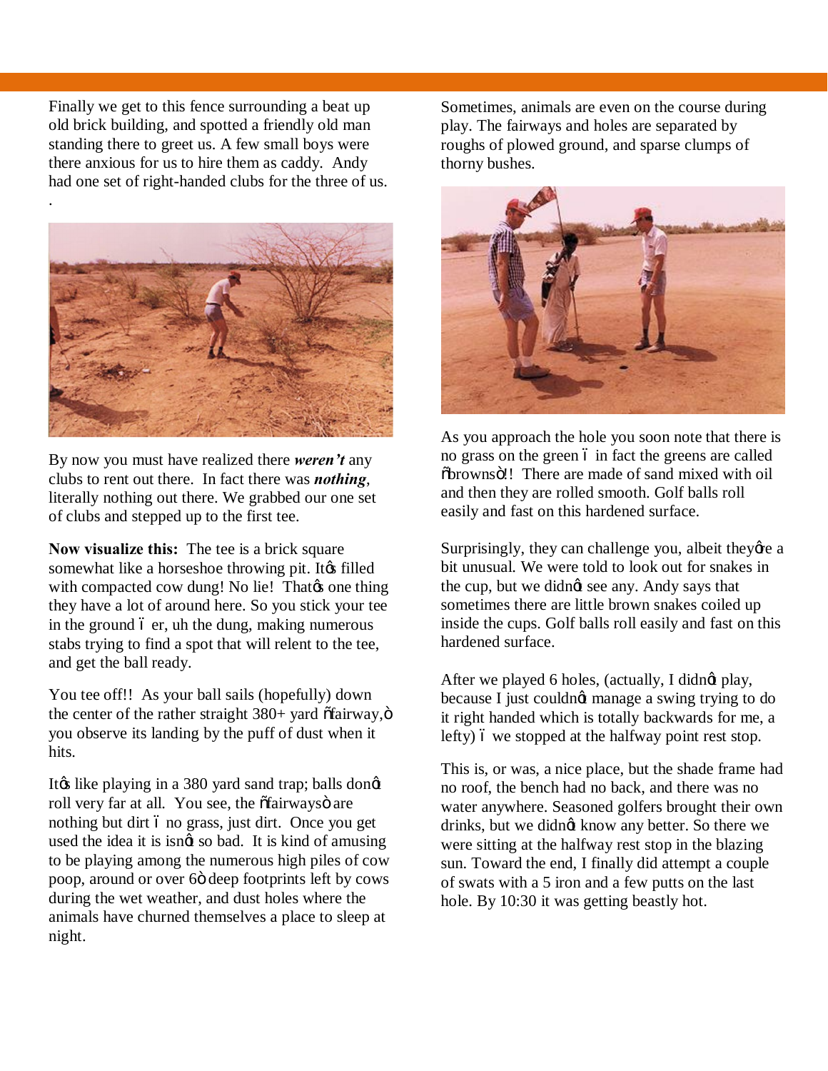Finally we get to this fence surrounding a beat up old brick building, and spotted a friendly old man standing there to greet us. A few small boys were there anxious for us to hire them as caddy. Andy had one set of right-handed clubs for the three of us.

.

By now you must have realized there ***weren't*** any clubs to rent out there. In fact there was ***nothing***, literally nothing out there. We grabbed our one set of clubs and stepped up to the first tee.

**Now visualize this:** The tee is a brick square somewhat like a horseshoe throwing pit. It's filled with compacted cow dung! No lie! That's one thing they have a lot of around here. So you stick your tee in the ground – er, uh the dung, making numerous stabs trying to find a spot that will relent to the tee, and get the ball ready.

You tee off!! As your ball sails (hopefully) down the center of the rather straight 380+ yard "fairway," you observe its landing by the puff of dust when it hits.

It's like playing in a 380 yard sand trap; balls don't roll very far at all. You see, the "fairways" are nothing but dirt – no grass, just dirt. Once you get used the idea it is isn't so bad. It is kind of amusing to be playing among the numerous high piles of cow poop, around or over 6" deep footprints left by cows during the wet weather, and dust holes where the animals have churned themselves a place to sleep at night.

Sometimes, animals are even on the course during play. The fairways and holes are separated by roughs of plowed ground, and sparse clumps of thorny bushes.

As you approach the hole you soon note that there is no grass on the green – in fact the greens are called "browns"!! There are made of sand mixed with oil and then they are rolled smooth. Golf balls roll easily and fast on this hardened surface.

Surprisingly, they can challenge you, albeit they're a bit unusual. We were told to look out for snakes in the cup, but we didn't see any. Andy says that sometimes there are little brown snakes coiled up inside the cups. Golf balls roll easily and fast on this hardened surface.

After we played 6 holes, (actually, I didn't play, because I just couldn't manage a swing trying to do it right handed which is totally backwards for me, a lefty) – we stopped at the halfway point rest stop.

This is, or was, a nice place, but the shade frame had no roof, the bench had no back, and there was no water anywhere. Seasoned golfers brought their own drinks, but we didn't know any better. So there we were sitting at the halfway rest stop in the blazing sun. Toward the end, I finally did attempt a couple of swats with a 5 iron and a few putts on the last hole. By 10:30 it was getting beastly hot.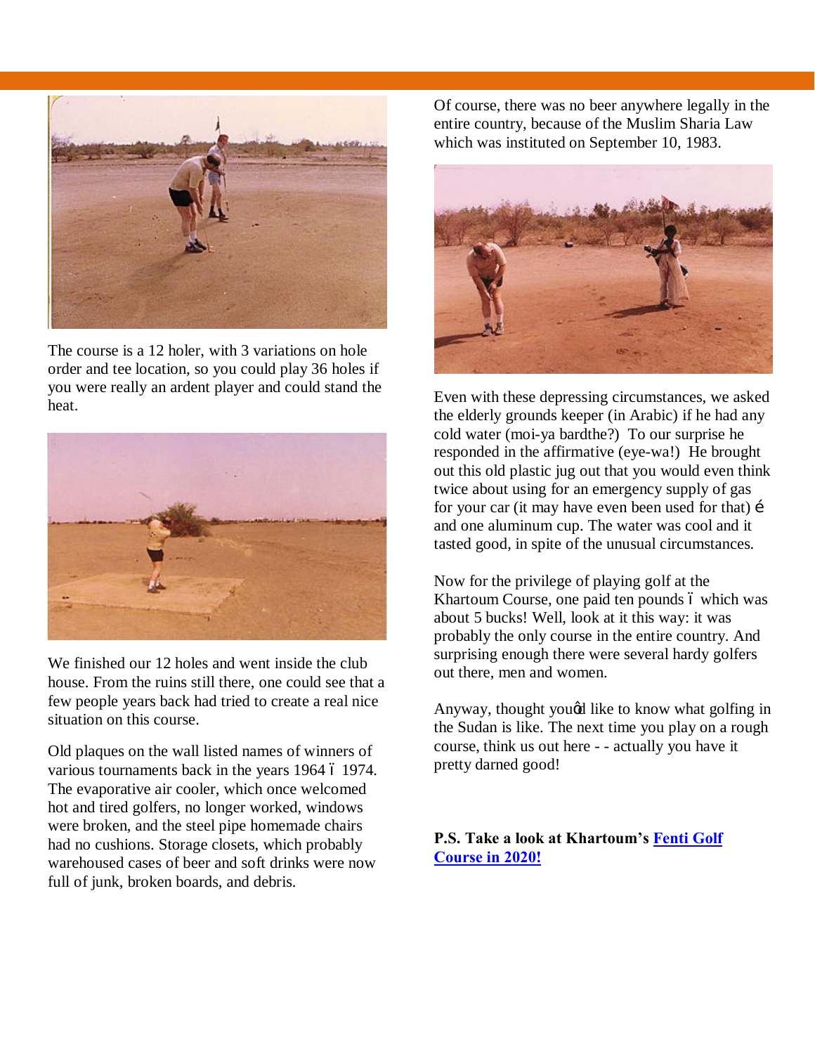The course is a 12 holer, with 3 variations on hole order and tee location, so you could play 36 holes if you were really an ardent player and could stand the heat.

We finished our 12 holes and went inside the club house. From the ruins still there, one could see that a few people years back had tried to create a real nice situation on this course.

Old plaques on the wall listed names of winners of various tournaments back in the years 1964 – 1974. The evaporative air cooler, which once welcomed hot and tired golfers, no longer worked, windows were broken, and the steel pipe homemade chairs had no cushions. Storage closets, which probably warehoused cases of beer and soft drinks were now full of junk, broken boards, and debris.

Of course, there was no beer anywhere legally in the entire country, because of the Muslim Sharia Law which was instituted on September 10, 1983.

Even with these depressing circumstances, we asked the elderly grounds keeper (in Arabic) if he had any cold water (moi-ya bardthe?) To our surprise he responded in the affirmative (eye-wa!) He brought out this old plastic jug out that you would even think twice about using for an emergency supply of gas for your car (it may have even been used for that) … and one aluminum cup. The water was cool and it tasted good, in spite of the unusual circumstances.

Now for the privilege of playing golf at the Khartoum Course, one paid ten pounds – which was about 5 bucks! Well, look at it this way: it was probably the only course in the entire country. And surprising enough there were several hardy golfers out there, men and women.

Anyway, thought you'd like to know what golfing in the Sudan is like. The next time you play on a rough course, think us out here - - actually you have it pretty darned good!

**P.S. Take a look at Khartoum's Fenti Golf Course in 2020!**